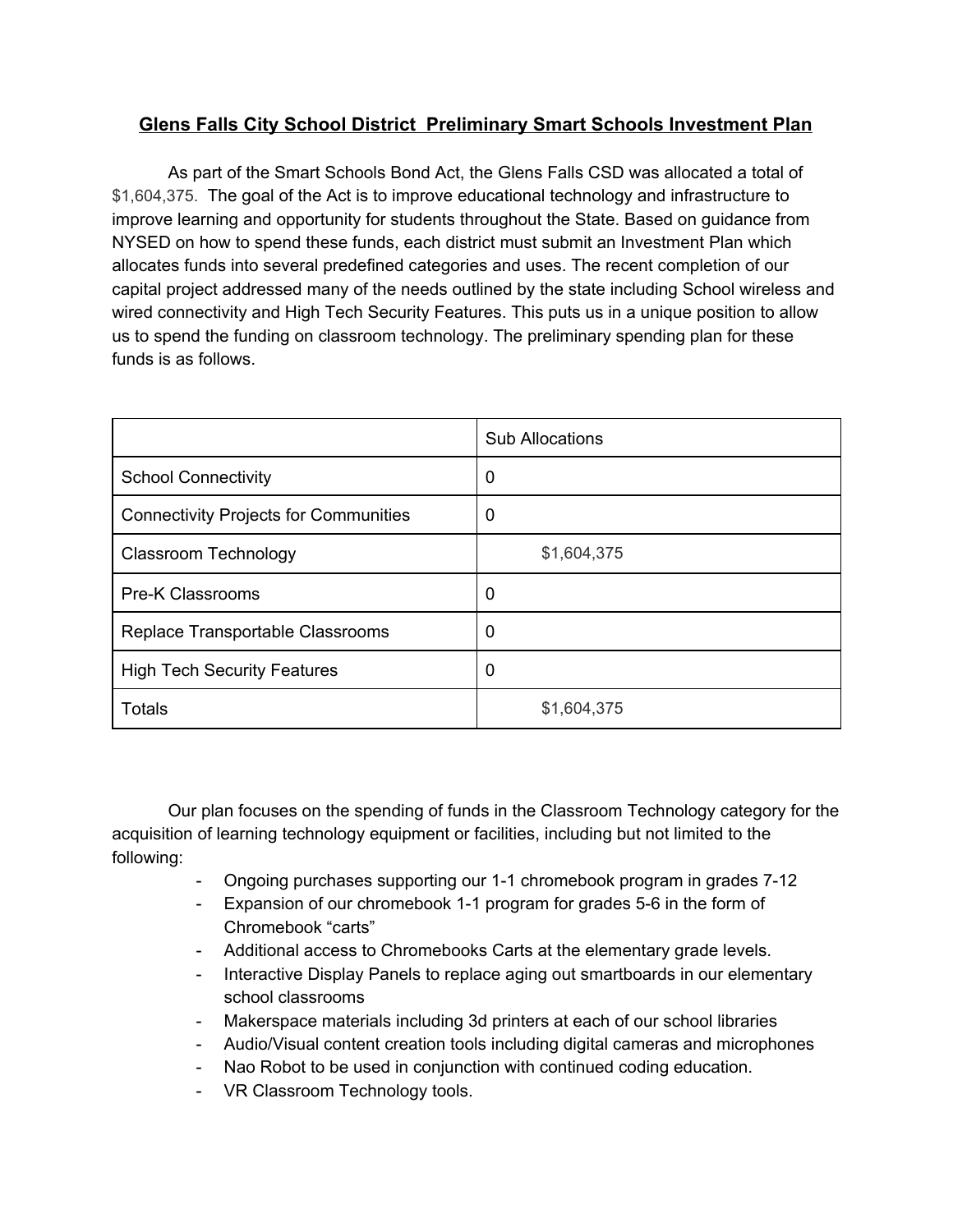# Glens Falls City School District  Preliminary Smart Schools Investment Plan

As part of the Smart Schools Bond Act, the Glens Falls CSD was allocated a total of $1,604,375.  The goal of the Act is to improve educational technology and infrastructure to improve learning and opportunity for students throughout the State. Based on guidance from NYSED on how to spend these funds, each district must submit an Investment Plan which allocates funds into several predefined categories and uses. The recent completion of our capital project addressed many of the needs outlined by the state including School wireless and wired connectivity and High Tech Security Features. This puts us in a unique position to allow us to spend the funding on classroom technology. The preliminary spending plan for these funds is as follows.

| | Sub Allocations |
|---|---|
| School Connectivity | 0 |
| Connectivity Projects for Communities | 0 |
| Classroom Technology | $1,604,375 |
| Pre-K Classrooms | 0 |
| Replace Transportable Classrooms | 0 |
| High Tech Security Features | 0 |
| Totals | $1,604,375 |

Our plan focuses on the spending of funds in the Classroom Technology category for the acquisition of learning technology equipment or facilities, including but not limited to the following:

- Ongoing purchases supporting our 1-1 chromebook program in grades 7-12
- Expansion of our chromebook 1-1 program for grades 5-6 in the form of Chromebook "carts"
- Additional access to Chromebooks Carts at the elementary grade levels.
- Interactive Display Panels to replace aging out smartboards in our elementary school classrooms
- Makerspace materials including 3d printers at each of our school libraries
- Audio/Visual content creation tools including digital cameras and microphones
- Nao Robot to be used in conjunction with continued coding education.
- VR Classroom Technology tools.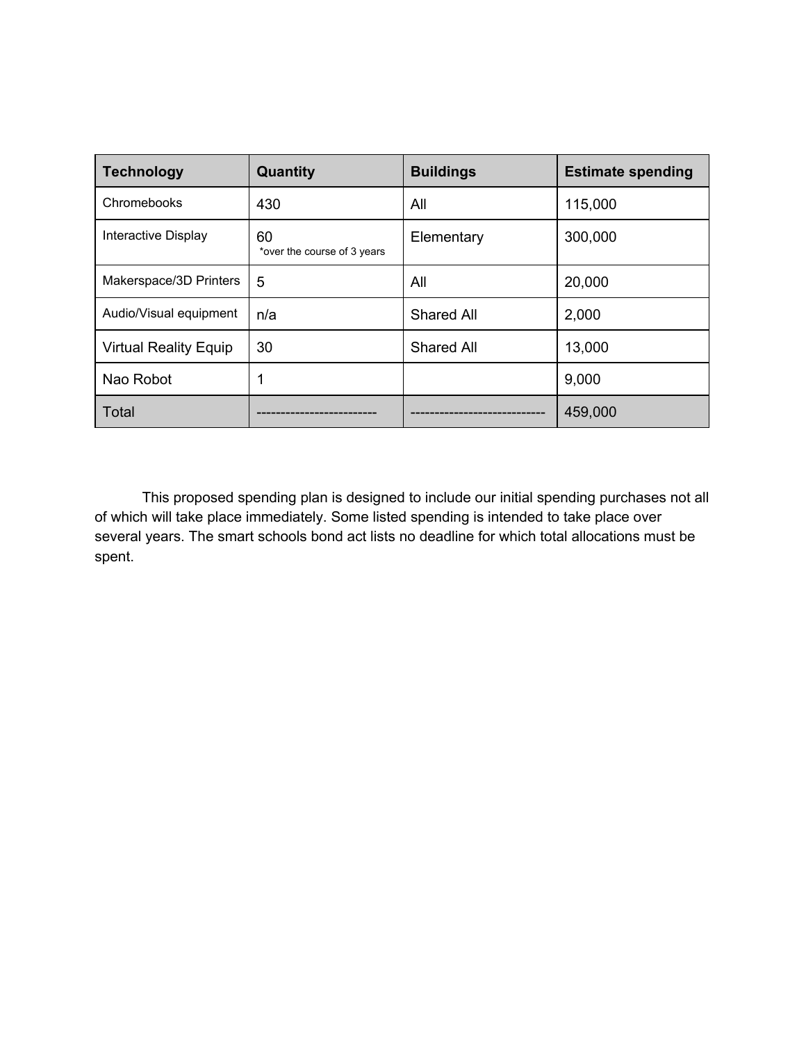| Technology | Quantity | Buildings | Estimate spending |
| --- | --- | --- | --- |
| Chromebooks | 430 | All | 115,000 |
| Interactive Display | 60 *over the course of 3 years | Elementary | 300,000 |
| Makerspace/3D Printers | 5 | All | 20,000 |
| Audio/Visual equipment | n/a | Shared All | 2,000 |
| Virtual Reality Equip | 30 | Shared All | 13,000 |
| Nao Robot | 1 | | 9,000 |
| Total | ------------------------ | --------------------------- | 459,000 |

This proposed spending plan is designed to include our initial spending purchases not all of which will take place immediately. Some listed spending is intended to take place over several years. The smart schools bond act lists no deadline for which total allocations must be spent.